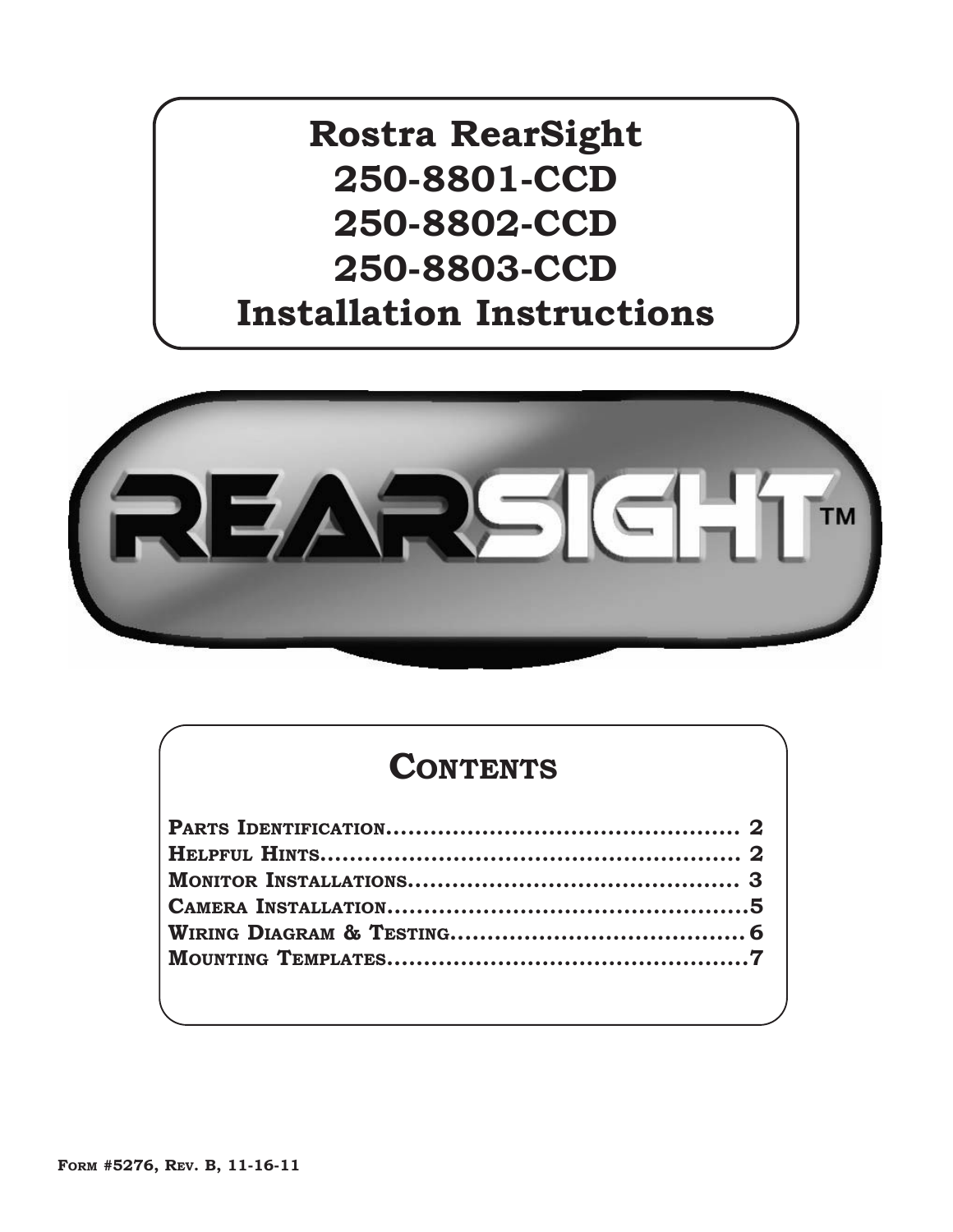# Rostra RearSight 250-8801-CCD 250-8802-CCD 250-8803-CCD Installation Instructions

REARSIGHT™

## Contents

- Parts Identification.............................................. 2
- Helpful Hints.......................................................... 2
- Monitor Installations............................................ 3
- Camera Installation..............................................5
- Wiring Diagram & Testing.....................................6
- Mounting Templates..............................................7

Form #5276, Rev. B, 11-16-11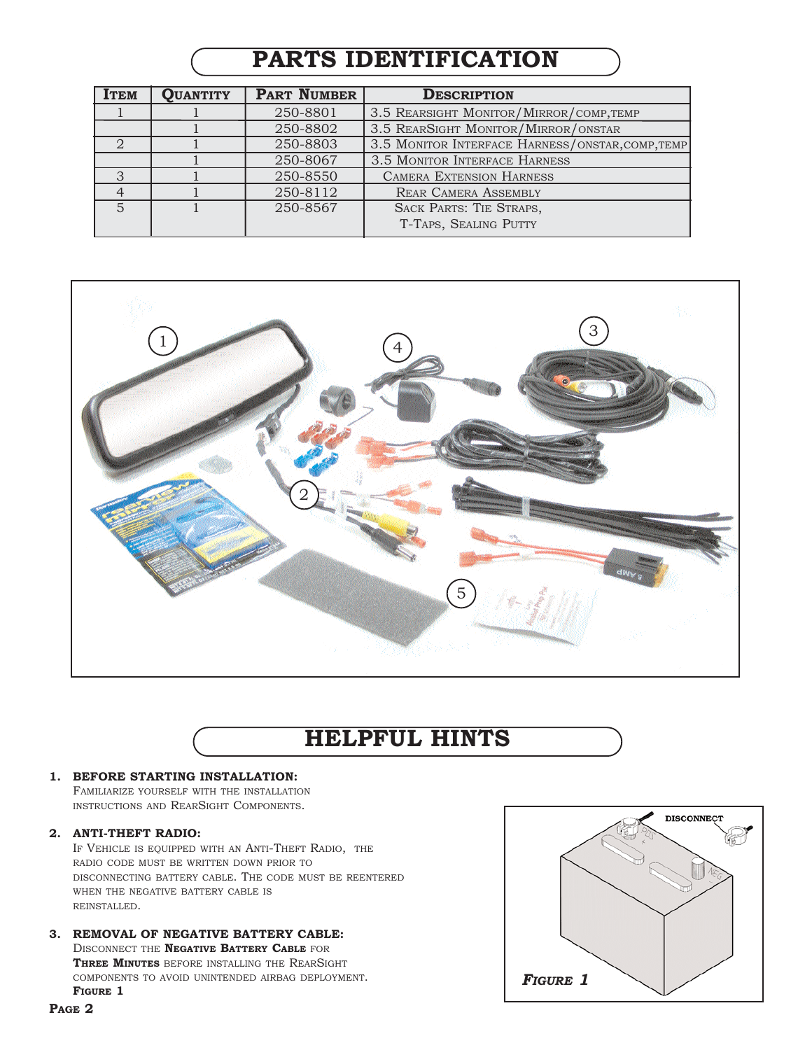# PARTS IDENTIFICATION

| Item | Quantity | Part Number | Description |
|---|---|---|---|
| 1 | 1 | 250-8801 | 3.5 RearSight Monitor/Mirror/comp,temp |
| | 1 | 250-8802 | 3.5 RearSight Monitor/Mirror/onstar |
| 2 | 1 | 250-8803 | 3.5 Monitor Interface Harness/onstar,comp,temp |
| | 1 | 250-8067 | 3.5 Monitor Interface Harness |
| 3 | 1 | 250-8550 | Camera Extension Harness |
| 4 | 1 | 250-8112 | Rear Camera Assembly |
| 5 | 1 | 250-8567 | Sack Parts: Tie Straps, T-Taps, Sealing Putty |

# HELPFUL HINTS

1. **BEFORE STARTING INSTALLATION:**
   Familiarize yourself with the installation instructions and RearSight Components.

2. **ANTI-THEFT RADIO:**
   If Vehicle is equipped with an Anti-Theft Radio, the radio code must be written down prior to disconnecting battery cable. The code must be reentered when the negative battery cable is reinstalled.

3. **REMOVAL OF NEGATIVE BATTERY CABLE:**
   Disconnect the **Negative Battery Cable** for **Three Minutes** before installing the RearSight components to avoid unintended airbag deployment. **Figure 1**

DISCONNECT

***Figure 1***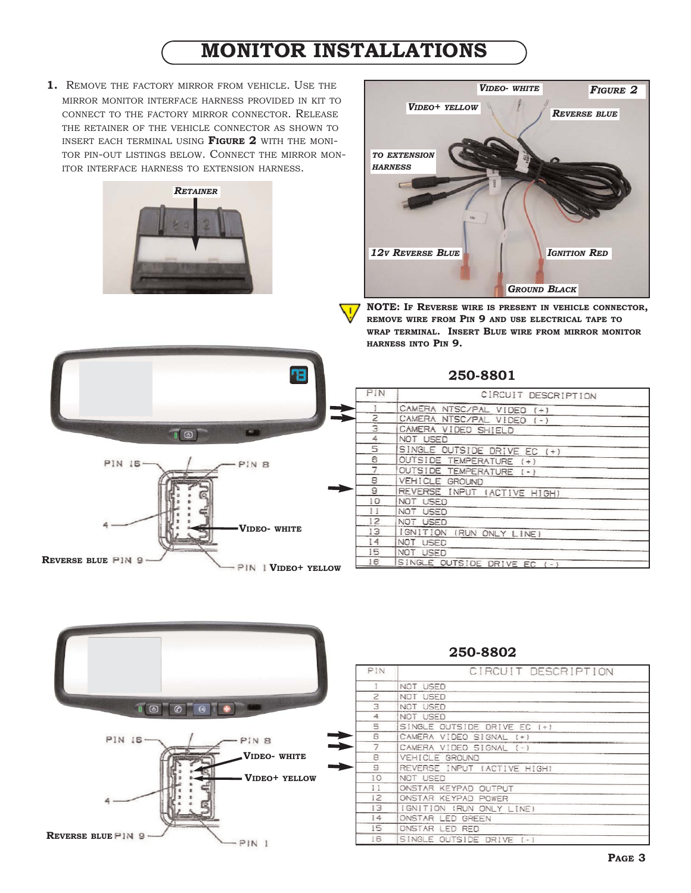# MONITOR INSTALLATIONS

1. Remove the factory mirror from vehicle. Use the mirror monitor interface harness provided in kit to connect to the factory mirror connector. Release the retainer of the vehicle connector as shown to insert each terminal using **Figure 2** with the monitor pin-out listings below. Connect the mirror monitor interface harness to extension harness.

*Retainer*

*Video- white* *Figure 2* *Video+ yellow* *Reverse blue* *To extension harness* *12v Reverse Blue* *Ignition Red* *Ground Black*

**NOTE: If Reverse wire is present in vehicle connector, remove wire from Pin 9 and use electrical tape to wrap terminal. Insert Blue wire from mirror monitor harness into Pin 9.**

PIN 16 — PIN 8 — 4 — **Video- white** — **Reverse blue** PIN 9 — PIN 1 **Video+ yellow**

## 250-8801

| PIN | CIRCUIT DESCRIPTION |
|---|---|
| 1 | CAMERA NTSC/PAL VIDEO (+) |
| 2 | CAMERA NTSC/PAL VIDEO (-) |
| 3 | CAMERA VIDEO SHIELD |
| 4 | NOT USED |
| 5 | SINGLE OUTSIDE DRIVE EC (+) |
| 6 | OUTSIDE TEMPERATURE (+) |
| 7 | OUTSIDE TEMPERATURE (-) |
| 8 | VEHICLE GROUND |
| 9 | REVERSE INPUT (ACTIVE HIGH) |
| 10 | NOT USED |
| 11 | NOT USED |
| 12 | NOT USED |
| 13 | IGNITION (RUN ONLY LINE) |
| 14 | NOT USED |
| 15 | NOT USED |
| 16 | SINGLE OUTSIDE DRIVE EC (-) |

PIN 16 — PIN 8 — **Video- white** — **Video+ yellow** — 4 — **Reverse blue** PIN 9 — PIN 1

## 250-8802

| PIN | CIRCUIT DESCRIPTION |
|---|---|
| 1 | NOT USED |
| 2 | NOT USED |
| 3 | NOT USED |
| 4 | NOT USED |
| 5 | SINGLE OUTSIDE DRIVE EC (+) |
| 6 | CAMERA VIDEO SIGNAL (+) |
| 7 | CAMERA VIDEO SIGNAL (-) |
| 8 | VEHICLE GROUND |
| 9 | REVERSE INPUT (ACTIVE HIGH) |
| 10 | NOT USED |
| 11 | ONSTAR KEYPAD OUTPUT |
| 12 | ONSTAR KEYPAD POWER |
| 13 | IGNITION (RUN ONLY LINE) |
| 14 | ONSTAR LED GREEN |
| 15 | ONSTAR LED RED |
| 16 | SINGLE OUTSIDE DRIVE (-) |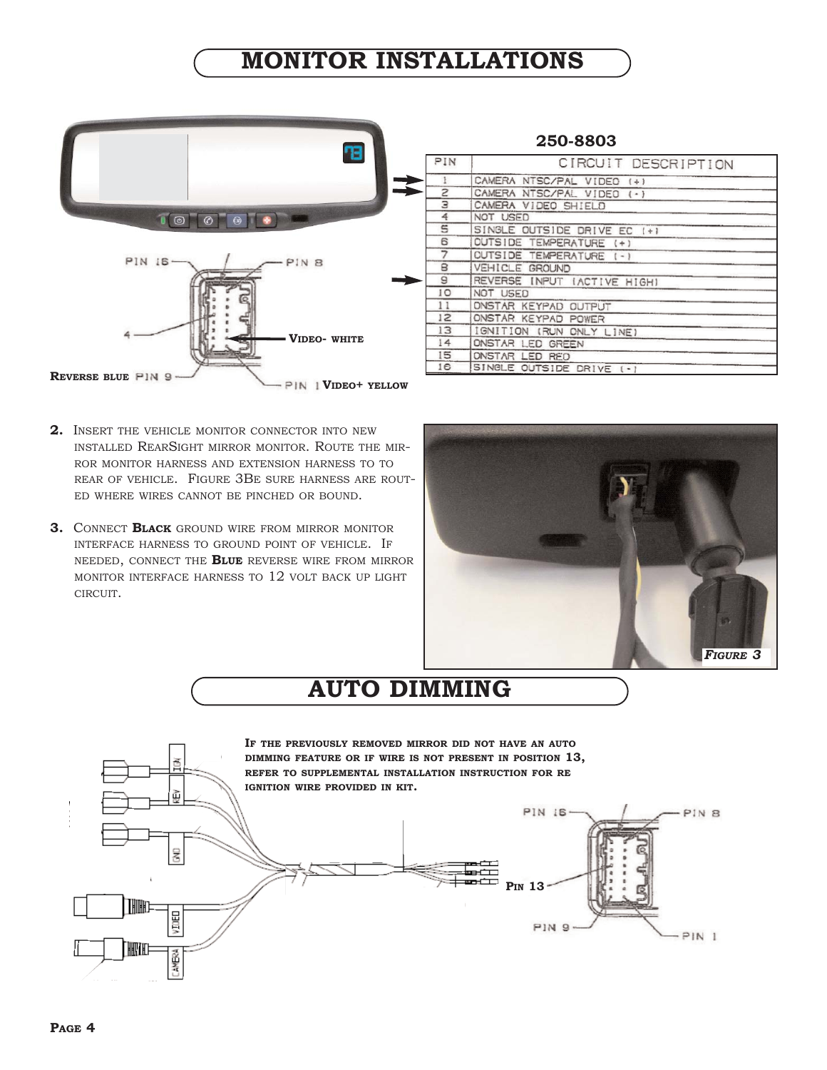# MONITOR INSTALLATIONS

**250-8803**

| PIN | CIRCUIT DESCRIPTION |
|---|---|
| 1 | CAMERA NTSC/PAL VIDEO (+) |
| 2 | CAMERA NTSC/PAL VIDEO (-) |
| 3 | CAMERA VIDEO SHIELD |
| 4 | NOT USED |
| 5 | SINGLE OUTSIDE DRIVE EC (+) |
| 6 | OUTSIDE TEMPERATURE (+) |
| 7 | OUTSIDE TEMPERATURE (-) |
| 8 | VEHICLE GROUND |
| 9 | REVERSE INPUT (ACTIVE HIGH) |
| 10 | NOT USED |
| 11 | ONSTAR KEYPAD OUTPUT |
| 12 | ONSTAR KEYPAD POWER |
| 13 | IGNITION (RUN ONLY LINE) |
| 14 | ONSTAR LED GREEN |
| 15 | ONSTAR LED RED |
| 16 | SINGLE OUTSIDE DRIVE (-) |

PIN 16 — PIN 8 — 4 — **VIDEO- WHITE** — **REVERSE BLUE** PIN 9 — PIN 1 **VIDEO+ YELLOW**

2. Insert the vehicle monitor connector into new installed RearSight mirror monitor. Route the mirror monitor harness and extension harness to to rear of vehicle. Figure 3Be sure harness are routed where wires cannot be pinched or bound.

3. Connect **Black** ground wire from mirror monitor interface harness to ground point of vehicle. If needed, connect the **Blue** reverse wire from mirror monitor interface harness to 12 volt back up light circuit.

*Figure 3*

# AUTO DIMMING

**If the previously removed mirror did not have an auto dimming feature or if wire is not present in position 13, refer to supplemental installation instruction for re ignition wire provided in kit.**

IGN — REV — GND — VIDEO — CAMERA

PIN 16 — PIN 8 — **Pin 13** — PIN 9 — PIN 1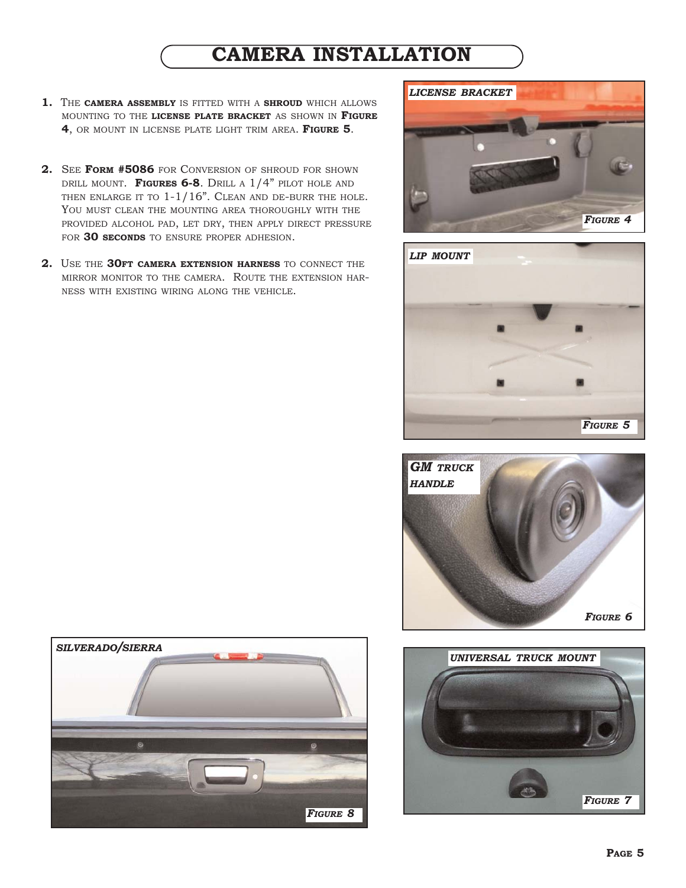# CAMERA INSTALLATION

1. The **camera assembly** is fitted with a **shroud** which allows mounting to the **license plate bracket** as shown in **Figure 4**, or mount in license plate light trim area. **Figure 5**.

2. See **Form #5086** for Conversion of shroud for shown drill mount. **Figures 6-8**. Drill a 1/4" pilot hole and then enlarge it to 1-1/16". Clean and de-burr the hole. You must clean the mounting area thoroughly with the provided alcohol pad, let dry, then apply direct pressure for **30 seconds** to ensure proper adhesion.

2. Use the **30ft camera extension harness** to connect the mirror monitor to the camera. Route the extension harness with existing wiring along the vehicle.

***LICENSE BRACKET***

***Figure 4***

***LIP MOUNT***

***Figure 5***

***GM truck handle***

***Figure 6***

***UNIVERSAL TRUCK MOUNT***

***Figure 7***

***SILVERADO/SIERRA***

***Figure 8***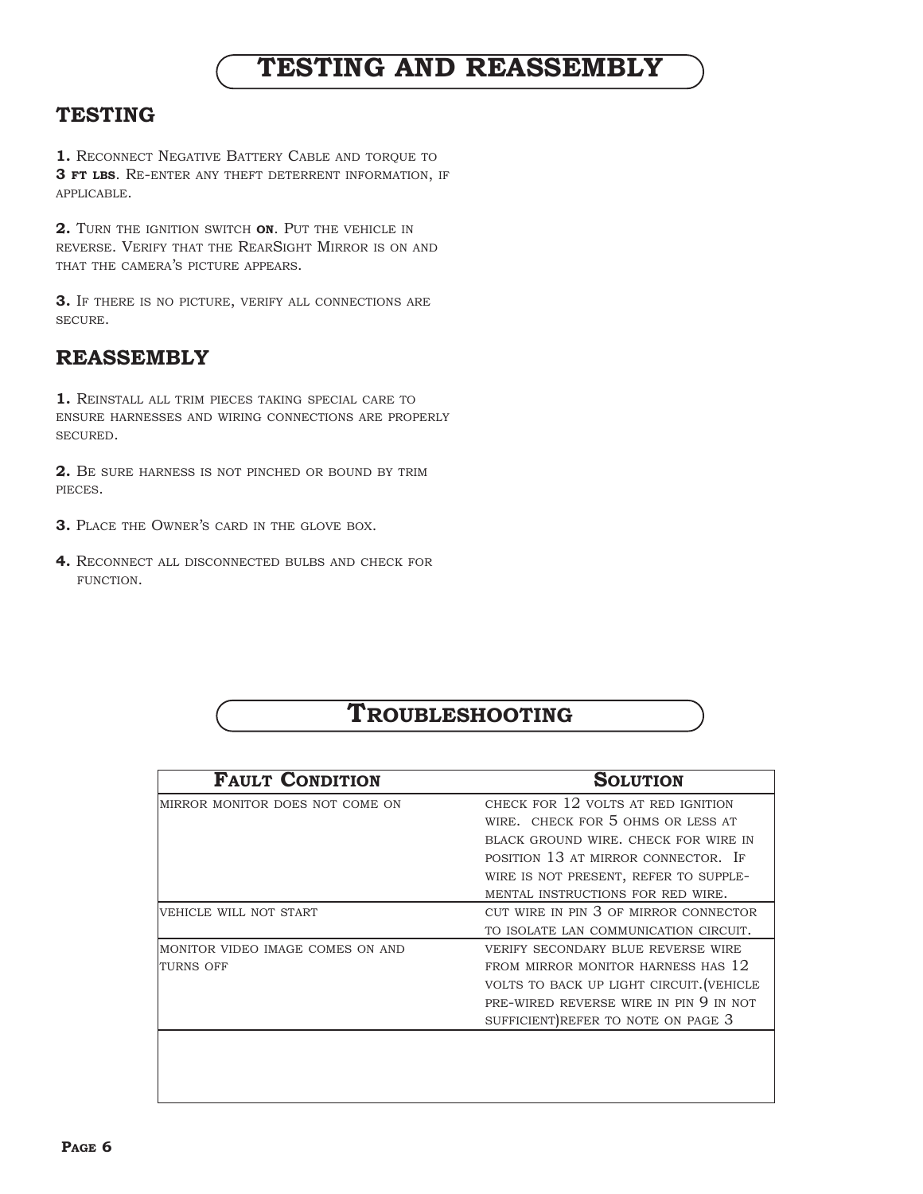# TESTING AND REASSEMBLY

## TESTING

**1.** Reconnect Negative Battery Cable and torque to **3 ft lbs**. Re-enter any theft deterrent information, if applicable.

**2.** Turn the ignition switch **on**. Put the vehicle in reverse. Verify that the RearSight Mirror is on and that the camera's picture appears.

**3.** If there is no picture, verify all connections are secure.

## REASSEMBLY

**1.** Reinstall all trim pieces taking special care to ensure harnesses and wiring connections are properly secured.

**2.** Be sure harness is not pinched or bound by trim pieces.

**3.** Place the Owner's card in the glove box.

**4.** Reconnect all disconnected bulbs and check for function.

# Troubleshooting

| Fault Condition | Solution |
|---|---|
| mirror monitor does not come on | check for 12 volts at red ignition wire. check for 5 ohms or less at black ground wire. check for wire in position 13 at mirror connector. If wire is not present, refer to supplemental instructions for red wire. |
| vehicle will not start | cut wire in pin 3 of mirror connector to isolate lan communication circuit. |
| monitor video image comes on and turns off | verify secondary blue reverse wire from mirror monitor harness has 12 volts to back up light circuit.(vehicle pre-wired reverse wire in pin 9 in not sufficient)refer to note on page 3 |
| | |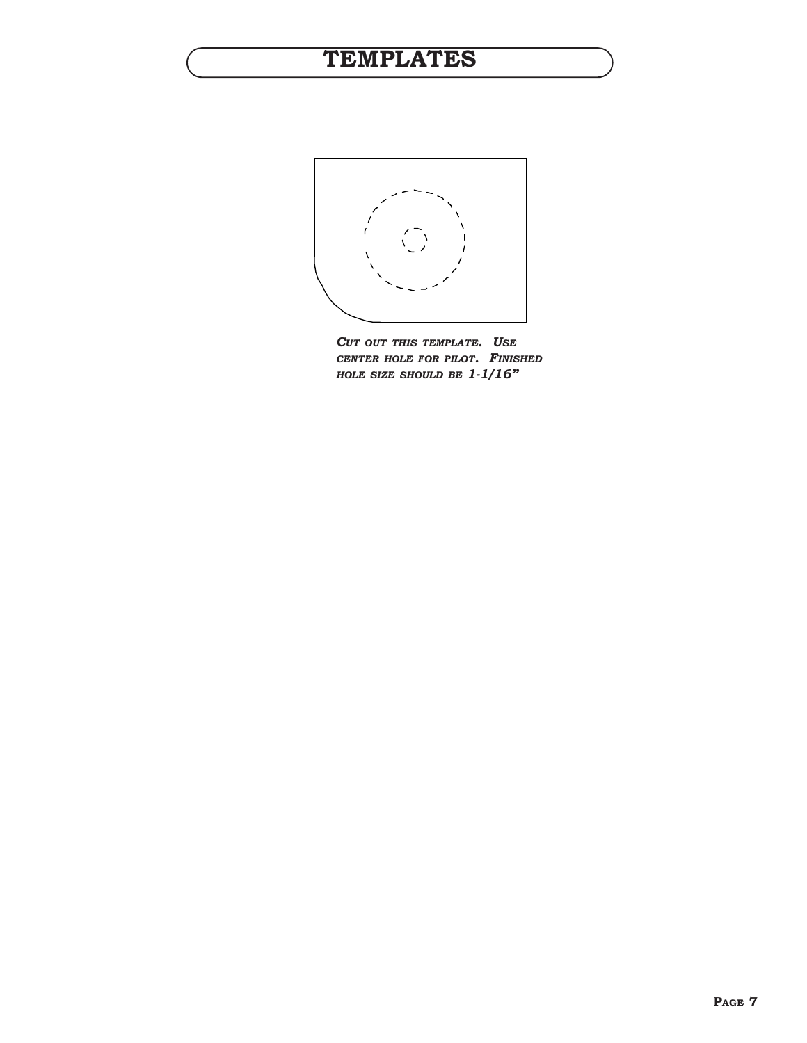# TEMPLATES

***Cut out this template. Use center hole for pilot. Finished hole size should be 1-1/16"***